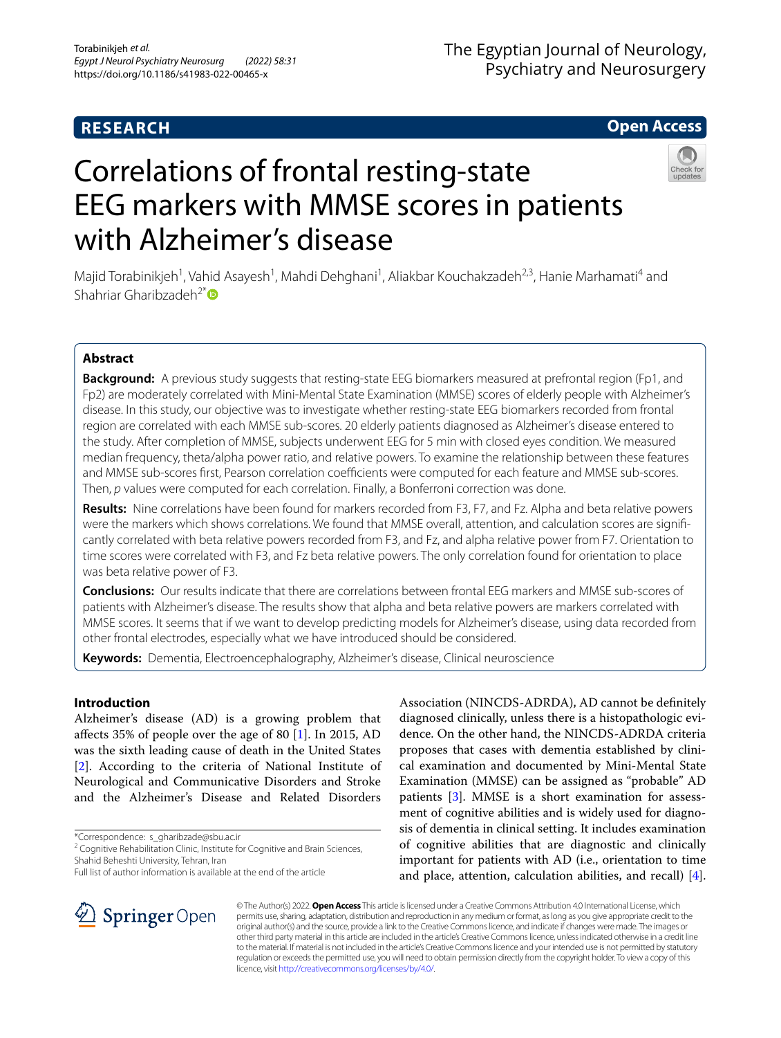RESEARCH

Open Access

# Correlations of frontal resting-state EEG markers with MMSE scores in patients with Alzheimer's disease

Majid Torabinikjeh[1], Vahid Asayesh[1], Mahdi Dehghani[1], Aliakbar Kouchakzadeh[2,3], Hanie Marhamati[4] and Shahriar Gharibzadeh[2*]

## Abstract

**Background:** A previous study suggests that resting-state EEG biomarkers measured at prefrontal region (Fp1, and Fp2) are moderately correlated with Mini-Mental State Examination (MMSE) scores of elderly people with Alzheimer's disease. In this study, our objective was to investigate whether resting-state EEG biomarkers recorded from frontal region are correlated with each MMSE sub-scores. 20 elderly patients diagnosed as Alzheimer's disease entered to the study. After completion of MMSE, subjects underwent EEG for 5 min with closed eyes condition. We measured median frequency, theta/alpha power ratio, and relative powers. To examine the relationship between these features and MMSE sub-scores first, Pearson correlation coefficients were computed for each feature and MMSE sub-scores. Then, *p* values were computed for each correlation. Finally, a Bonferroni correction was done.

**Results:** Nine correlations have been found for markers recorded from F3, F7, and Fz. Alpha and beta relative powers were the markers which shows correlations. We found that MMSE overall, attention, and calculation scores are significantly correlated with beta relative powers recorded from F3, and Fz, and alpha relative power from F7. Orientation to time scores were correlated with F3, and Fz beta relative powers. The only correlation found for orientation to place was beta relative power of F3.

**Conclusions:** Our results indicate that there are correlations between frontal EEG markers and MMSE sub-scores of patients with Alzheimer's disease. The results show that alpha and beta relative powers are markers correlated with MMSE scores. It seems that if we want to develop predicting models for Alzheimer's disease, using data recorded from other frontal electrodes, especially what we have introduced should be considered.

**Keywords:** Dementia, Electroencephalography, Alzheimer's disease, Clinical neuroscience

## Introduction

Alzheimer's disease (AD) is a growing problem that affects 35% of people over the age of 80 [1]. In 2015, AD was the sixth leading cause of death in the United States [2]. According to the criteria of National Institute of Neurological and Communicative Disorders and Stroke and the Alzheimer's Disease and Related Disorders Association (NINCDS-ADRDA), AD cannot be definitely diagnosed clinically, unless there is a histopathologic evidence. On the other hand, the NINCDS-ADRDA criteria proposes that cases with dementia established by clinical examination and documented by Mini-Mental State Examination (MMSE) can be assigned as "probable" AD patients [3]. MMSE is a short examination for assessment of cognitive abilities and is widely used for diagnosis of dementia in clinical setting. It includes examination of cognitive abilities that are diagnostic and clinically important for patients with AD (i.e., orientation to time and place, attention, calculation abilities, and recall) [4].

*Correspondence: s_gharibzade@sbu.ac.ir
[2] Cognitive Rehabilitation Clinic, Institute for Cognitive and Brain Sciences, Shahid Beheshti University, Tehran, Iran
Full list of author information is available at the end of the article

© The Author(s) 2022. **Open Access** This article is licensed under a Creative Commons Attribution 4.0 International License, which permits use, sharing, adaptation, distribution and reproduction in any medium or format, as long as you give appropriate credit to the original author(s) and the source, provide a link to the Creative Commons licence, and indicate if changes were made. The images or other third party material in this article are included in the article's Creative Commons licence, unless indicated otherwise in a credit line to the material. If material is not included in the article's Creative Commons licence and your intended use is not permitted by statutory regulation or exceeds the permitted use, you will need to obtain permission directly from the copyright holder. To view a copy of this licence, visit http://creativecommons.org/licenses/by/4.0/.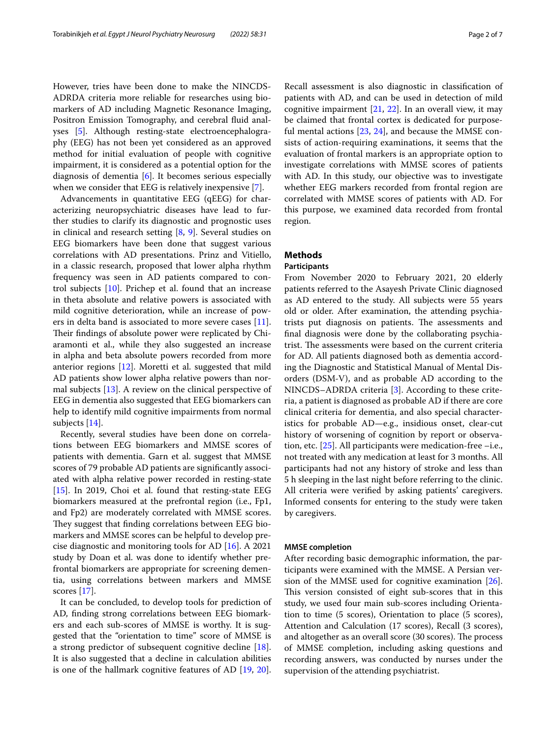However, tries have been done to make the NINCDS-ADRDA criteria more reliable for researches using biomarkers of AD including Magnetic Resonance Imaging, Positron Emission Tomography, and cerebral fluid analyses [5]. Although resting-state electroencephalography (EEG) has not been yet considered as an approved method for initial evaluation of people with cognitive impairment, it is considered as a potential option for the diagnosis of dementia [6]. It becomes serious especially when we consider that EEG is relatively inexpensive [7].

Advancements in quantitative EEG (qEEG) for characterizing neuropsychiatric diseases have lead to further studies to clarify its diagnostic and prognostic uses in clinical and research setting [8, 9]. Several studies on EEG biomarkers have been done that suggest various correlations with AD presentations. Prinz and Vitiello, in a classic research, proposed that lower alpha rhythm frequency was seen in AD patients compared to control subjects [10]. Prichep et al. found that an increase in theta absolute and relative powers is associated with mild cognitive deterioration, while an increase of powers in delta band is associated to more severe cases [11]. Their findings of absolute power were replicated by Chiaramonti et al., while they also suggested an increase in alpha and beta absolute powers recorded from more anterior regions [12]. Moretti et al. suggested that mild AD patients show lower alpha relative powers than normal subjects [13]. A review on the clinical perspective of EEG in dementia also suggested that EEG biomarkers can help to identify mild cognitive impairments from normal subjects [14].

Recently, several studies have been done on correlations between EEG biomarkers and MMSE scores of patients with dementia. Garn et al. suggest that MMSE scores of 79 probable AD patients are significantly associated with alpha relative power recorded in resting-state [15]. In 2019, Choi et al. found that resting-state EEG biomarkers measured at the prefrontal region (i.e., Fp1, and Fp2) are moderately correlated with MMSE scores. They suggest that finding correlations between EEG biomarkers and MMSE scores can be helpful to develop precise diagnostic and monitoring tools for AD [16]. A 2021 study by Doan et al. was done to identify whether prefrontal biomarkers are appropriate for screening dementia, using correlations between markers and MMSE scores [17].

It can be concluded, to develop tools for prediction of AD, finding strong correlations between EEG biomarkers and each sub-scores of MMSE is worthy. It is suggested that the "orientation to time" score of MMSE is a strong predictor of subsequent cognitive decline [18]. It is also suggested that a decline in calculation abilities is one of the hallmark cognitive features of AD [19, 20]. Recall assessment is also diagnostic in classification of patients with AD, and can be used in detection of mild cognitive impairment [21, 22]. In an overall view, it may be claimed that frontal cortex is dedicated for purposeful mental actions [23, 24], and because the MMSE consists of action-requiring examinations, it seems that the evaluation of frontal markers is an appropriate option to investigate correlations with MMSE scores of patients with AD. In this study, our objective was to investigate whether EEG markers recorded from frontal region are correlated with MMSE scores of patients with AD. For this purpose, we examined data recorded from frontal region.

## Methods

### Participants

From November 2020 to February 2021, 20 elderly patients referred to the Asayesh Private Clinic diagnosed as AD entered to the study. All subjects were 55 years old or older. After examination, the attending psychiatrists put diagnosis on patients. The assessments and final diagnosis were done by the collaborating psychiatrist. The assessments were based on the current criteria for AD. All patients diagnosed both as dementia according the Diagnostic and Statistical Manual of Mental Disorders (DSM-V), and as probable AD according to the NINCDS–ADRDA criteria [3]. According to these criteria, a patient is diagnosed as probable AD if there are core clinical criteria for dementia, and also special characteristics for probable AD—e.g., insidious onset, clear-cut history of worsening of cognition by report or observation, etc. [25]. All participants were medication-free –i.e., not treated with any medication at least for 3 months. All participants had not any history of stroke and less than 5 h sleeping in the last night before referring to the clinic. All criteria were verified by asking patients' caregivers. Informed consents for entering to the study were taken by caregivers.

### MMSE completion

After recording basic demographic information, the participants were examined with the MMSE. A Persian version of the MMSE used for cognitive examination [26]. This version consisted of eight sub-scores that in this study, we used four main sub-scores including Orientation to time (5 scores), Orientation to place (5 scores), Attention and Calculation (17 scores), Recall (3 scores), and altogether as an overall score (30 scores). The process of MMSE completion, including asking questions and recording answers, was conducted by nurses under the supervision of the attending psychiatrist.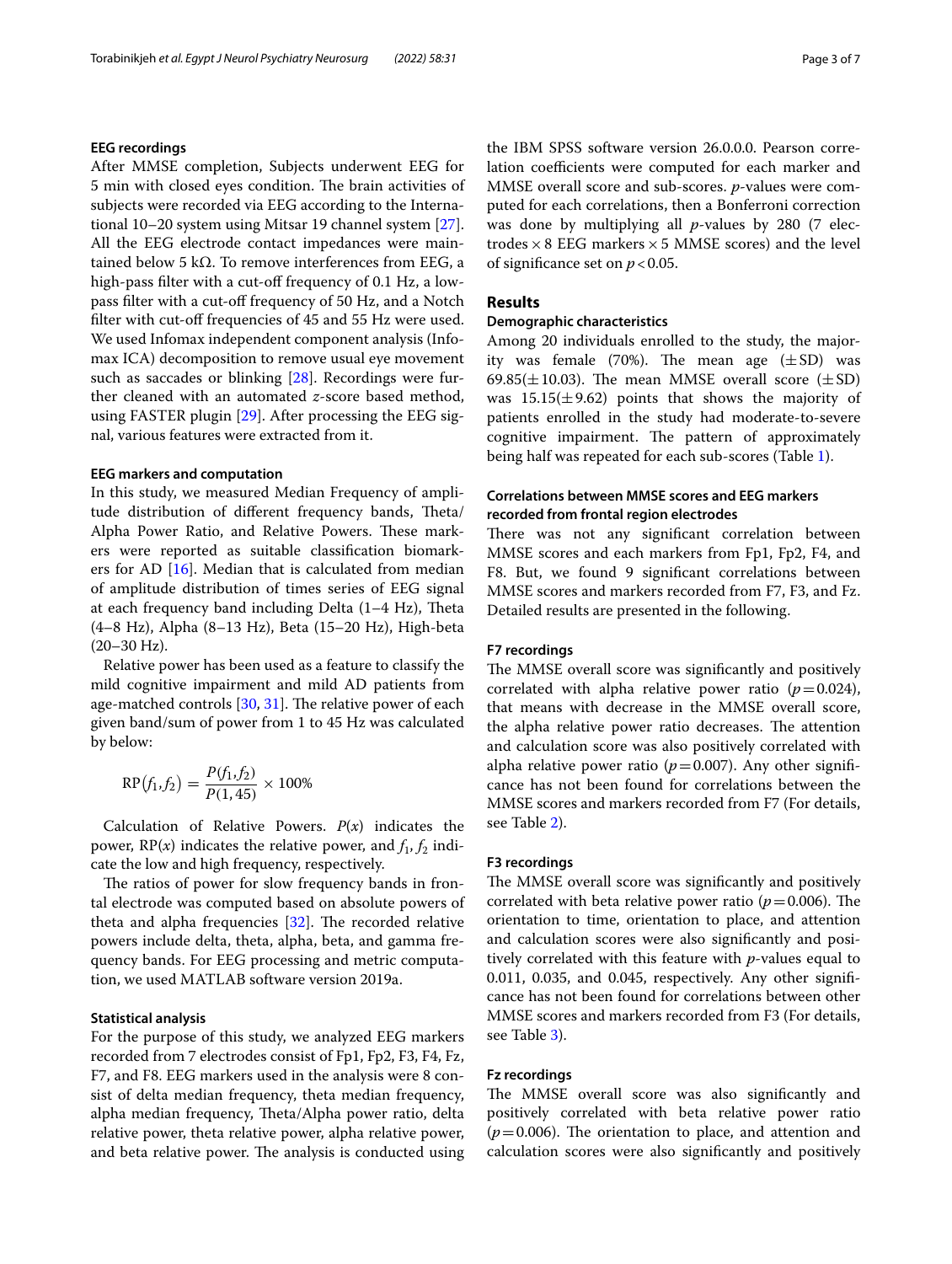### EEG recordings

After MMSE completion, Subjects underwent EEG for 5 min with closed eyes condition. The brain activities of subjects were recorded via EEG according to the International 10–20 system using Mitsar 19 channel system [27]. All the EEG electrode contact impedances were maintained below 5 kΩ. To remove interferences from EEG, a high-pass filter with a cut-off frequency of 0.1 Hz, a low-pass filter with a cut-off frequency of 50 Hz, and a Notch filter with cut-off frequencies of 45 and 55 Hz were used. We used Infomax independent component analysis (Infomax ICA) decomposition to remove usual eye movement such as saccades or blinking [28]. Recordings were further cleaned with an automated *z*-score based method, using FASTER plugin [29]. After processing the EEG signal, various features were extracted from it.

### EEG markers and computation

In this study, we measured Median Frequency of amplitude distribution of different frequency bands, Theta/Alpha Power Ratio, and Relative Powers. These markers were reported as suitable classification biomarkers for AD [16]. Median that is calculated from median of amplitude distribution of times series of EEG signal at each frequency band including Delta (1–4 Hz), Theta (4–8 Hz), Alpha (8–13 Hz), Beta (15–20 Hz), High-beta (20–30 Hz).

Relative power has been used as a feature to classify the mild cognitive impairment and mild AD patients from age-matched controls [30, 31]. The relative power of each given band/sum of power from 1 to 45 Hz was calculated by below:

$$\mathrm{RP}(f_1,f_2) = \frac{P(f_1,f_2)}{P(1,45)} \times 100\%$$

Calculation of Relative Powers. $P(x)$ indicates the power, $\mathrm{RP}(x)$ indicates the relative power, and $f_1$, $f_2$ indicate the low and high frequency, respectively.

The ratios of power for slow frequency bands in frontal electrode was computed based on absolute powers of theta and alpha frequencies [32]. The recorded relative powers include delta, theta, alpha, beta, and gamma frequency bands. For EEG processing and metric computation, we used MATLAB software version 2019a.

### Statistical analysis

For the purpose of this study, we analyzed EEG markers recorded from 7 electrodes consist of Fp1, Fp2, F3, F4, Fz, F7, and F8. EEG markers used in the analysis were 8 consist of delta median frequency, theta median frequency, alpha median frequency, Theta/Alpha power ratio, delta relative power, theta relative power, alpha relative power, and beta relative power. The analysis is conducted using the IBM SPSS software version 26.0.0.0. Pearson correlation coefficients were computed for each marker and MMSE overall score and sub-scores. *p*-values were computed for each correlations, then a Bonferroni correction was done by multiplying all *p*-values by 280 (7 electrodes × 8 EEG markers × 5 MMSE scores) and the level of significance set on $p < 0.05$.

## Results

### Demographic characteristics

Among 20 individuals enrolled to the study, the majority was female (70%). The mean age (±SD) was 69.85(±10.03). The mean MMSE overall score (±SD) was 15.15(±9.62) points that shows the majority of patients enrolled in the study had moderate-to-severe cognitive impairment. The pattern of approximately being half was repeated for each sub-scores (Table 1).

### Correlations between MMSE scores and EEG markers recorded from frontal region electrodes

There was not any significant correlation between MMSE scores and each markers from Fp1, Fp2, F4, and F8. But, we found 9 significant correlations between MMSE scores and markers recorded from F7, F3, and Fz. Detailed results are presented in the following.

### F7 recordings

The MMSE overall score was significantly and positively correlated with alpha relative power ratio ($p = 0.024$), that means with decrease in the MMSE overall score, the alpha relative power ratio decreases. The attention and calculation score was also positively correlated with alpha relative power ratio ($p = 0.007$). Any other significance has not been found for correlations between the MMSE scores and markers recorded from F7 (For details, see Table 2).

### F3 recordings

The MMSE overall score was significantly and positively correlated with beta relative power ratio ($p = 0.006$). The orientation to time, orientation to place, and attention and calculation scores were also significantly and positively correlated with this feature with *p*-values equal to 0.011, 0.035, and 0.045, respectively. Any other significance has not been found for correlations between other MMSE scores and markers recorded from F3 (For details, see Table 3).

### Fz recordings

The MMSE overall score was also significantly and positively correlated with beta relative power ratio ($p = 0.006$). The orientation to place, and attention and calculation scores were also significantly and positively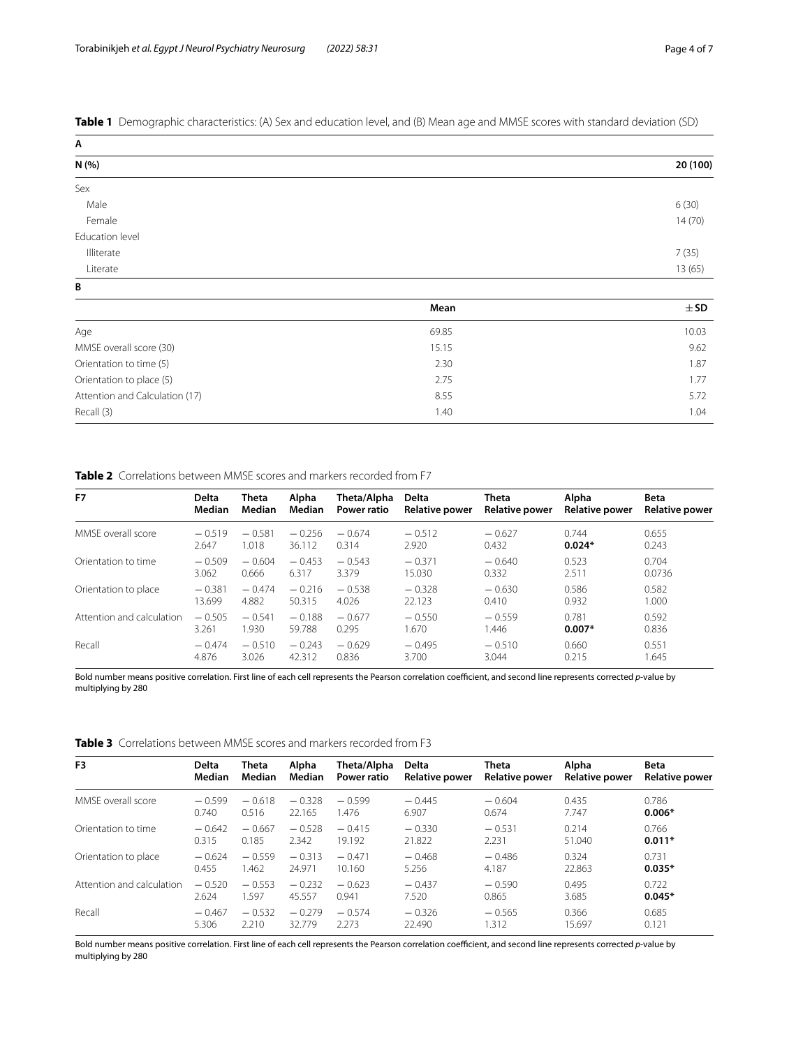**Table 1** Demographic characteristics: (A) Sex and education level, and (B) Mean age and MMSE scores with standard deviation (SD)

**A**

| N (%) | 20 (100) |
|---|---|
| Sex | |
| Male | 6 (30) |
| Female | 14 (70) |
| Education level | |
| Illiterate | 7 (35) |
| Literate | 13 (65) |

**B**

| | Mean | ± SD |
|---|---|---|
| Age | 69.85 | 10.03 |
| MMSE overall score (30) | 15.15 | 9.62 |
| Orientation to time (5) | 2.30 | 1.87 |
| Orientation to place (5) | 2.75 | 1.77 |
| Attention and Calculation (17) | 8.55 | 5.72 |
| Recall (3) | 1.40 | 1.04 |

**Table 2** Correlations between MMSE scores and markers recorded from F7

| F7 | Delta Median | Theta Median | Alpha Median | Theta/Alpha Power ratio | Delta Relative power | Theta Relative power | Alpha Relative power | Beta Relative power |
|---|---|---|---|---|---|---|---|---|
| MMSE overall score | − 0.519<br>2.647 | − 0.581<br>1.018 | − 0.256<br>36.112 | − 0.674<br>0.314 | − 0.512<br>2.920 | − 0.627<br>0.432 | 0.744<br>**0.024*** | 0.655<br>0.243 |
| Orientation to time | − 0.509<br>3.062 | − 0.604<br>0.666 | − 0.453<br>6.317 | − 0.543<br>3.379 | − 0.371<br>15.030 | − 0.640<br>0.332 | 0.523<br>2.511 | 0.704<br>0.0736 |
| Orientation to place | − 0.381<br>13.699 | − 0.474<br>4.882 | − 0.216<br>50.315 | − 0.538<br>4.026 | − 0.328<br>22.123 | − 0.630<br>0.410 | 0.586<br>0.932 | 0.582<br>1.000 |
| Attention and calculation | − 0.505<br>3.261 | − 0.541<br>1.930 | − 0.188<br>59.788 | − 0.677<br>0.295 | − 0.550<br>1.670 | − 0.559<br>1.446 | 0.781<br>**0.007*** | 0.592<br>0.836 |
| Recall | − 0.474<br>4.876 | − 0.510<br>3.026 | − 0.243<br>42.312 | − 0.629<br>0.836 | − 0.495<br>3.700 | − 0.510<br>3.044 | 0.660<br>0.215 | 0.551<br>1.645 |

Bold number means positive correlation. First line of each cell represents the Pearson correlation coefficient, and second line represents corrected *p*-value by multiplying by 280

**Table 3** Correlations between MMSE scores and markers recorded from F3

| F3 | Delta Median | Theta Median | Alpha Median | Theta/Alpha Power ratio | Delta Relative power | Theta Relative power | Alpha Relative power | Beta Relative power |
|---|---|---|---|---|---|---|---|---|
| MMSE overall score | − 0.599<br>0.740 | − 0.618<br>0.516 | − 0.328<br>22.165 | − 0.599<br>1.476 | − 0.445<br>6.907 | − 0.604<br>0.674 | 0.435<br>7.747 | 0.786<br>**0.006*** |
| Orientation to time | − 0.642<br>0.315 | − 0.667<br>0.185 | − 0.528<br>2.342 | − 0.415<br>19.192 | − 0.330<br>21.822 | − 0.531<br>2.231 | 0.214<br>51.040 | 0.766<br>**0.011*** |
| Orientation to place | − 0.624<br>0.455 | − 0.559<br>1.462 | − 0.313<br>24.971 | − 0.471<br>10.160 | − 0.468<br>5.256 | − 0.486<br>4.187 | 0.324<br>22.863 | 0.731<br>**0.035*** |
| Attention and calculation | − 0.520<br>2.624 | − 0.553<br>1.597 | − 0.232<br>45.557 | − 0.623<br>0.941 | − 0.437<br>7.520 | − 0.590<br>0.865 | 0.495<br>3.685 | 0.722<br>**0.045*** |
| Recall | − 0.467<br>5.306 | − 0.532<br>2.210 | − 0.279<br>32.779 | − 0.574<br>2.273 | − 0.326<br>22.490 | − 0.565<br>1.312 | 0.366<br>15.697 | 0.685<br>0.121 |

Bold number means positive correlation. First line of each cell represents the Pearson correlation coefficient, and second line represents corrected *p*-value by multiplying by 280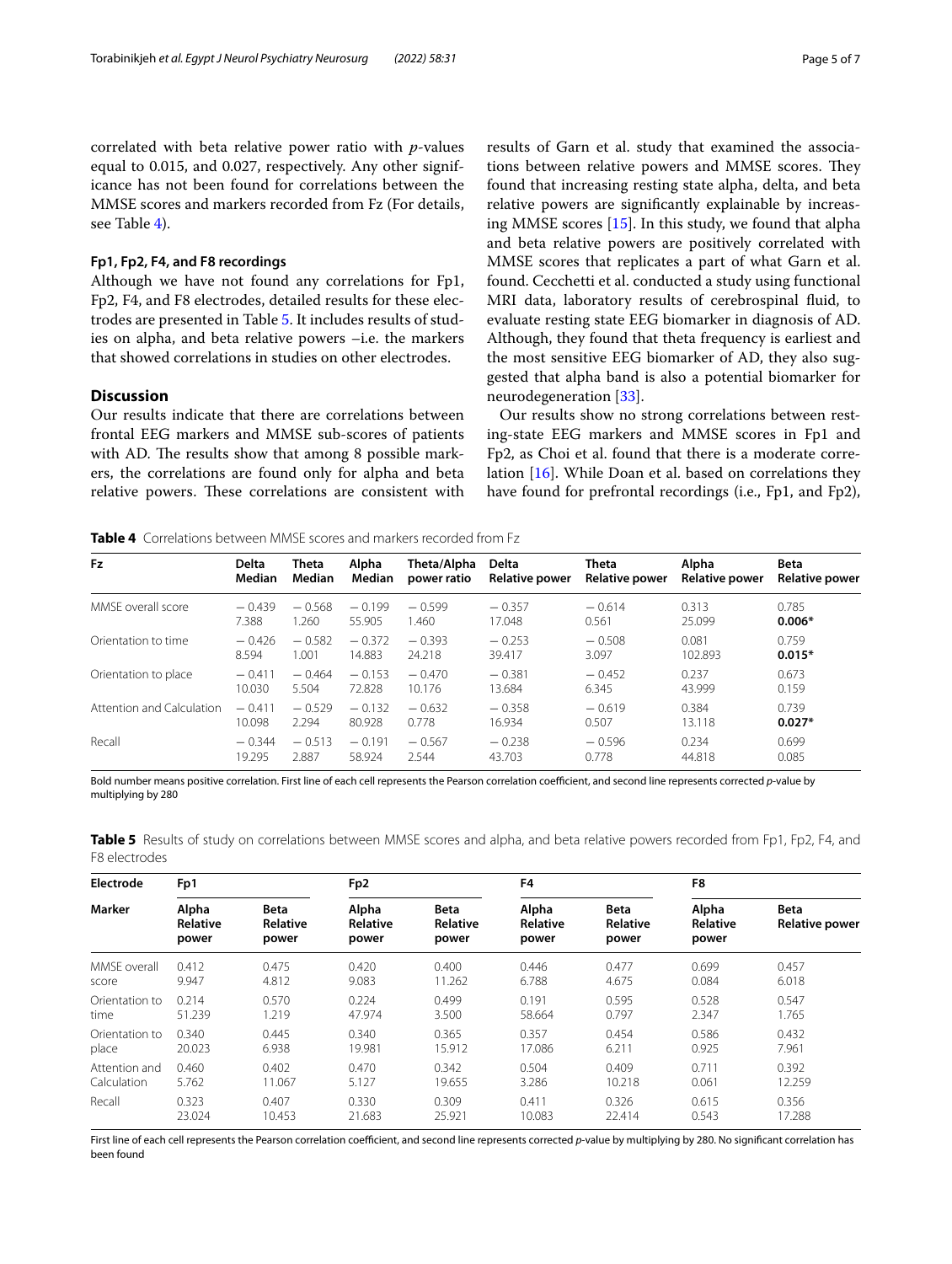correlated with beta relative power ratio with $p$-values equal to 0.015, and 0.027, respectively. Any other significance has not been found for correlations between the MMSE scores and markers recorded from Fz (For details, see Table 4).

### Fp1, Fp2, F4, and F8 recordings

Although we have not found any correlations for Fp1, Fp2, F4, and F8 electrodes, detailed results for these electrodes are presented in Table 5. It includes results of studies on alpha, and beta relative powers –i.e. the markers that showed correlations in studies on other electrodes.

## Discussion

Our results indicate that there are correlations between frontal EEG markers and MMSE sub-scores of patients with AD. The results show that among 8 possible markers, the correlations are found only for alpha and beta relative powers. These correlations are consistent with results of Garn et al. study that examined the associations between relative powers and MMSE scores. They found that increasing resting state alpha, delta, and beta relative powers are significantly explainable by increasing MMSE scores [15]. In this study, we found that alpha and beta relative powers are positively correlated with MMSE scores that replicates a part of what Garn et al. found. Cecchetti et al. conducted a study using functional MRI data, laboratory results of cerebrospinal fluid, to evaluate resting state EEG biomarker in diagnosis of AD. Although, they found that theta frequency is earliest and the most sensitive EEG biomarker of AD, they also suggested that alpha band is also a potential biomarker for neurodegeneration [33].

Our results show no strong correlations between resting-state EEG markers and MMSE scores in Fp1 and Fp2, as Choi et al. found that there is a moderate correlation [16]. While Doan et al. based on correlations they have found for prefrontal recordings (i.e., Fp1, and Fp2),

**Table 4** Correlations between MMSE scores and markers recorded from Fz

| Fz | Delta Median | Theta Median | Alpha Median | Theta/Alpha power ratio | Delta Relative power | Theta Relative power | Alpha Relative power | Beta Relative power |
|---|---|---|---|---|---|---|---|---|
| MMSE overall score | −0.439<br>7.388 | −0.568<br>1.260 | −0.199<br>55.905 | −0.599<br>1.460 | −0.357<br>17.048 | −0.614<br>0.561 | 0.313<br>25.099 | 0.785<br>**0.006*** |
| Orientation to time | −0.426<br>8.594 | −0.582<br>1.001 | −0.372<br>14.883 | −0.393<br>24.218 | −0.253<br>39.417 | −0.508<br>3.097 | 0.081<br>102.893 | 0.759<br>**0.015*** |
| Orientation to place | −0.411<br>10.030 | −0.464<br>5.504 | −0.153<br>72.828 | −0.470<br>10.176 | −0.381<br>13.684 | −0.452<br>6.345 | 0.237<br>43.999 | 0.673<br>0.159 |
| Attention and Calculation | −0.411<br>10.098 | −0.529<br>2.294 | −0.132<br>80.928 | −0.632<br>0.778 | −0.358<br>16.934 | −0.619<br>0.507 | 0.384<br>13.118 | 0.739<br>**0.027*** |
| Recall | −0.344<br>19.295 | −0.513<br>2.887 | −0.191<br>58.924 | −0.567<br>2.544 | −0.238<br>43.703 | −0.596<br>0.778 | 0.234<br>44.818 | 0.699<br>0.085 |

Bold number means positive correlation. First line of each cell represents the Pearson correlation coefficient, and second line represents corrected $p$-value by multiplying by 280

**Table 5** Results of study on correlations between MMSE scores and alpha, and beta relative powers recorded from Fp1, Fp2, F4, and F8 electrodes

| Electrode | Fp1 | | Fp2 | | F4 | | F8 | |
|---|---|---|---|---|---|---|---|---|
| Marker | Alpha Relative power | Beta Relative power | Alpha Relative power | Beta Relative power | Alpha Relative power | Beta Relative power | Alpha Relative power | Beta Relative power |
| MMSE overall score | 0.412<br>9.947 | 0.475<br>4.812 | 0.420<br>9.083 | 0.400<br>11.262 | 0.446<br>6.788 | 0.477<br>4.675 | 0.699<br>0.084 | 0.457<br>6.018 |
| Orientation to time | 0.214<br>51.239 | 0.570<br>1.219 | 0.224<br>47.974 | 0.499<br>3.500 | 0.191<br>58.664 | 0.595<br>0.797 | 0.528<br>2.347 | 0.547<br>1.765 |
| Orientation to place | 0.340<br>20.023 | 0.445<br>6.938 | 0.340<br>19.981 | 0.365<br>15.912 | 0.357<br>17.086 | 0.454<br>6.211 | 0.586<br>0.925 | 0.432<br>7.961 |
| Attention and Calculation | 0.460<br>5.762 | 0.402<br>11.067 | 0.470<br>5.127 | 0.342<br>19.655 | 0.504<br>3.286 | 0.409<br>10.218 | 0.711<br>0.061 | 0.392<br>12.259 |
| Recall | 0.323<br>23.024 | 0.407<br>10.453 | 0.330<br>21.683 | 0.309<br>25.921 | 0.411<br>10.083 | 0.326<br>22.414 | 0.615<br>0.543 | 0.356<br>17.288 |

First line of each cell represents the Pearson correlation coefficient, and second line represents corrected $p$-value by multiplying by 280. No significant correlation has been found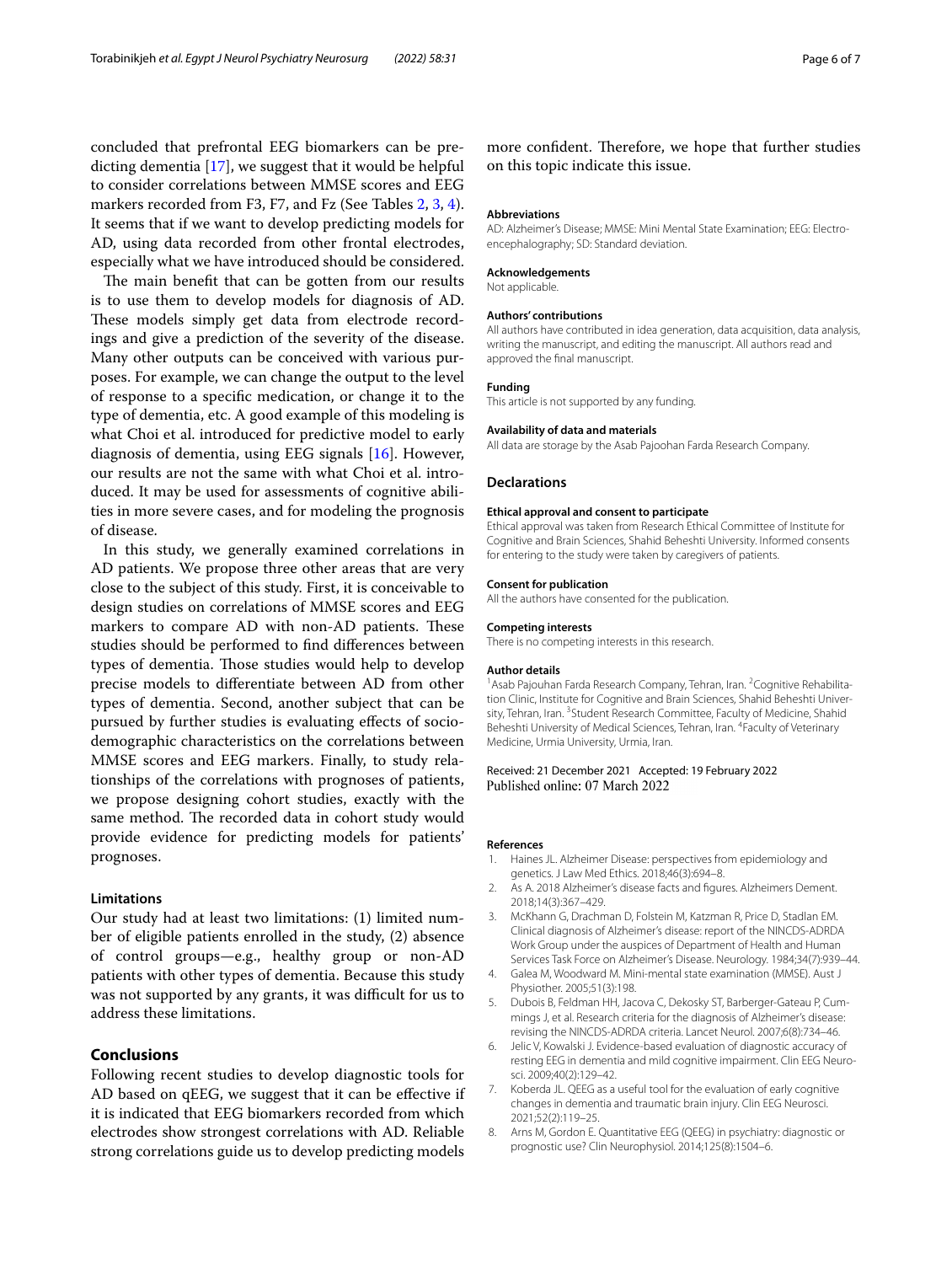concluded that prefrontal EEG biomarkers can be predicting dementia [17], we suggest that it would be helpful to consider correlations between MMSE scores and EEG markers recorded from F3, F7, and Fz (See Tables 2, 3, 4). It seems that if we want to develop predicting models for AD, using data recorded from other frontal electrodes, especially what we have introduced should be considered.

The main benefit that can be gotten from our results is to use them to develop models for diagnosis of AD. These models simply get data from electrode recordings and give a prediction of the severity of the disease. Many other outputs can be conceived with various purposes. For example, we can change the output to the level of response to a specific medication, or change it to the type of dementia, etc. A good example of this modeling is what Choi et al. introduced for predictive model to early diagnosis of dementia, using EEG signals [16]. However, our results are not the same with what Choi et al. introduced. It may be used for assessments of cognitive abilities in more severe cases, and for modeling the prognosis of disease.

In this study, we generally examined correlations in AD patients. We propose three other areas that are very close to the subject of this study. First, it is conceivable to design studies on correlations of MMSE scores and EEG markers to compare AD with non-AD patients. These studies should be performed to find differences between types of dementia. Those studies would help to develop precise models to differentiate between AD from other types of dementia. Second, another subject that can be pursued by further studies is evaluating effects of socio-demographic characteristics on the correlations between MMSE scores and EEG markers. Finally, to study relationships of the correlations with prognoses of patients, we propose designing cohort studies, exactly with the same method. The recorded data in cohort study would provide evidence for predicting models for patients' prognoses.

### Limitations

Our study had at least two limitations: (1) limited number of eligible patients enrolled in the study, (2) absence of control groups—e.g., healthy group or non-AD patients with other types of dementia. Because this study was not supported by any grants, it was difficult for us to address these limitations.

## Conclusions

Following recent studies to develop diagnostic tools for AD based on qEEG, we suggest that it can be effective if it is indicated that EEG biomarkers recorded from which electrodes show strongest correlations with AD. Reliable strong correlations guide us to develop predicting models more confident. Therefore, we hope that further studies on this topic indicate this issue.

#### Abbreviations

AD: Alzheimer's Disease; MMSE: Mini Mental State Examination; EEG: Electroencephalography; SD: Standard deviation.

#### Acknowledgements

Not applicable.

#### Authors' contributions

All authors have contributed in idea generation, data acquisition, data analysis, writing the manuscript, and editing the manuscript. All authors read and approved the final manuscript.

#### Funding

This article is not supported by any funding.

#### Availability of data and materials

All data are storage by the Asab Pajoohan Farda Research Company.

## Declarations

#### Ethical approval and consent to participate

Ethical approval was taken from Research Ethical Committee of Institute for Cognitive and Brain Sciences, Shahid Beheshti University. Informed consents for entering to the study were taken by caregivers of patients.

#### Consent for publication

All the authors have consented for the publication.

#### Competing interests

There is no competing interests in this research.

#### Author details

[1] Asab Pajouhan Farda Research Company, Tehran, Iran. [2] Cognitive Rehabilitation Clinic, Institute for Cognitive and Brain Sciences, Shahid Beheshti University, Tehran, Iran. [3] Student Research Committee, Faculty of Medicine, Shahid Beheshti University of Medical Sciences, Tehran, Iran. [4] Faculty of Veterinary Medicine, Urmia University, Urmia, Iran.

Received: 21 December 2021 Accepted: 19 February 2022
Published online: 07 March 2022

#### References

1. Haines JL. Alzheimer Disease: perspectives from epidemiology and genetics. J Law Med Ethics. 2018;46(3):694–8.
2. As A. 2018 Alzheimer's disease facts and figures. Alzheimers Dement. 2018;14(3):367–429.
3. McKhann G, Drachman D, Folstein M, Katzman R, Price D, Stadlan EM. Clinical diagnosis of Alzheimer's disease: report of the NINCDS-ADRDA Work Group under the auspices of Department of Health and Human Services Task Force on Alzheimer's Disease. Neurology. 1984;34(7):939–44.
4. Galea M, Woodward M. Mini-mental state examination (MMSE). Aust J Physiother. 2005;51(3):198.
5. Dubois B, Feldman HH, Jacova C, Dekosky ST, Barberger-Gateau P, Cummings J, et al. Research criteria for the diagnosis of Alzheimer's disease: revising the NINCDS-ADRDA criteria. Lancet Neurol. 2007;6(8):734–46.
6. Jelic V, Kowalski J. Evidence-based evaluation of diagnostic accuracy of resting EEG in dementia and mild cognitive impairment. Clin EEG Neurosci. 2009;40(2):129–42.
7. Koberda JL. QEEG as a useful tool for the evaluation of early cognitive changes in dementia and traumatic brain injury. Clin EEG Neurosci. 2021;52(2):119–25.
8. Arns M, Gordon E. Quantitative EEG (QEEG) in psychiatry: diagnostic or prognostic use? Clin Neurophysiol. 2014;125(8):1504–6.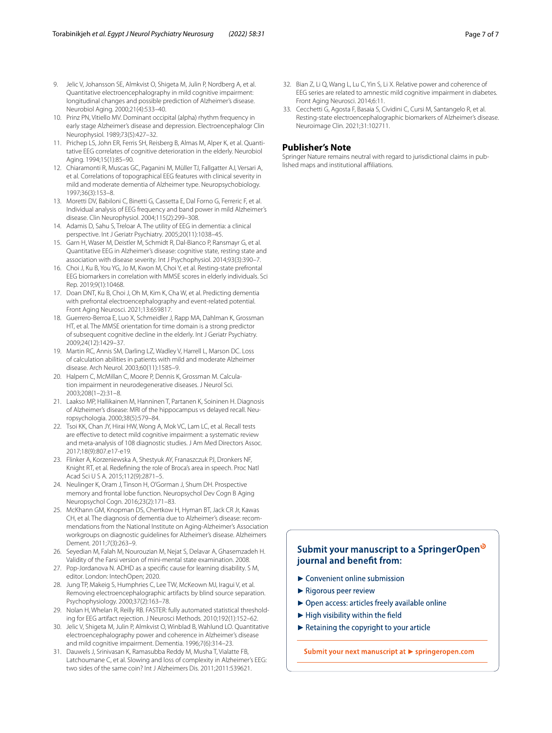9. Jelic V, Johansson SE, Almkvist O, Shigeta M, Julin P, Nordberg A, et al. Quantitative electroencephalography in mild cognitive impairment: longitudinal changes and possible prediction of Alzheimer's disease. Neurobiol Aging. 2000;21(4):533–40.
10. Prinz PN, Vitiello MV. Dominant occipital (alpha) rhythm frequency in early stage Alzheimer's disease and depression. Electroencephalogr Clin Neurophysiol. 1989;73(5):427–32.
11. Prichep LS, John ER, Ferris SH, Reisberg B, Almas M, Alper K, et al. Quantitative EEG correlates of cognitive deterioration in the elderly. Neurobiol Aging. 1994;15(1):85–90.
12. Chiaramonti R, Muscas GC, Paganini M, Müller TJ, Fallgatter AJ, Versari A, et al. Correlations of topographical EEG features with clinical severity in mild and moderate dementia of Alzheimer type. Neuropsychobiology. 1997;36(3):153–8.
13. Moretti DV, Babiloni C, Binetti G, Cassetta E, Dal Forno G, Ferreric F, et al. Individual analysis of EEG frequency and band power in mild Alzheimer's disease. Clin Neurophysiol. 2004;115(2):299–308.
14. Adamis D, Sahu S, Treloar A. The utility of EEG in dementia: a clinical perspective. Int J Geriatr Psychiatry. 2005;20(11):1038–45.
15. Garn H, Waser M, Deistler M, Schmidt R, Dal-Bianco P, Ransmayr G, et al. Quantitative EEG in Alzheimer's disease: cognitive state, resting state and association with disease severity. Int J Psychophysiol. 2014;93(3):390–7.
16. Choi J, Ku B, You YG, Jo M, Kwon M, Choi Y, et al. Resting-state prefrontal EEG biomarkers in correlation with MMSE scores in elderly individuals. Sci Rep. 2019;9(1):10468.
17. Doan DNT, Ku B, Choi J, Oh M, Kim K, Cha W, et al. Predicting dementia with prefrontal electroencephalography and event-related potential. Front Aging Neurosci. 2021;13:659817.
18. Guerrero-Berroa E, Luo X, Schmeidler J, Rapp MA, Dahlman K, Grossman HT, et al. The MMSE orientation for time domain is a strong predictor of subsequent cognitive decline in the elderly. Int J Geriatr Psychiatry. 2009;24(12):1429–37.
19. Martin RC, Annis SM, Darling LZ, Wadley V, Harrell L, Marson DC. Loss of calculation abilities in patients with mild and moderate Alzheimer disease. Arch Neurol. 2003;60(11):1585–9.
20. Halpern C, McMillan C, Moore P, Dennis K, Grossman M. Calculation impairment in neurodegenerative diseases. J Neurol Sci. 2003;208(1–2):31–8.
21. Laakso MP, Hallikainen M, Hanninen T, Partanen K, Soininen H. Diagnosis of Alzheimer's disease: MRI of the hippocampus vs delayed recall. Neuropsychologia. 2000;38(5):579–84.
22. Tsoi KK, Chan JY, Hirai HW, Wong A, Mok VC, Lam LC, et al. Recall tests are effective to detect mild cognitive impairment: a systematic review and meta-analysis of 108 diagnostic studies. J Am Med Directors Assoc. 2017;18(9):807.e17-e19.
23. Flinker A, Korzeniewska A, Shestyuk AY, Franaszczuk PJ, Dronkers NF, Knight RT, et al. Redefining the role of Broca's area in speech. Proc Natl Acad Sci U S A. 2015;112(9):2871–5.
24. Neulinger K, Oram J, Tinson H, O'Gorman J, Shum DH. Prospective memory and frontal lobe function. Neuropsychol Dev Cogn B Aging Neuropsychol Cogn. 2016;23(2):171–83.
25. McKhann GM, Knopman DS, Chertkow H, Hyman BT, Jack CR Jr, Kawas CH, et al. The diagnosis of dementia due to Alzheimer's disease: recommendations from the National Institute on Aging-Alzheimer's Association workgroups on diagnostic guidelines for Alzheimer's disease. Alzheimers Dement. 2011;7(3):263–9.
26. Seyedian M, Falah M, Nourouzian M, Nejat S, Delavar A, Ghasemzadeh H. Validity of the Farsi version of mini-mental state examination. 2008.
27. Pop-Jordanova N. ADHD as a specific cause for learning disability. S M, editor. London: IntechOpen; 2020.
28. Jung TP, Makeig S, Humphries C, Lee TW, McKeown MJ, Iragui V, et al. Removing electroencephalographic artifacts by blind source separation. Psychophysiology. 2000;37(2):163–78.
29. Nolan H, Whelan R, Reilly RB. FASTER: fully automated statistical thresholding for EEG artifact rejection. J Neurosci Methods. 2010;192(1):152–62.
30. Jelic V, Shigeta M, Julin P, Almkvist O, Winblad B, Wahlund LO. Quantitative electroencephalography power and coherence in Alzheimer's disease and mild cognitive impairment. Dementia. 1996;7(6):314–23.
31. Dauwels J, Srinivasan K, Ramasubba Reddy M, Musha T, Vialatte FB, Latchoumane C, et al. Slowing and loss of complexity in Alzheimer's EEG: two sides of the same coin? Int J Alzheimers Dis. 2011;2011:539621.
32. Bian Z, Li Q, Wang L, Lu C, Yin S, Li X. Relative power and coherence of EEG series are related to amnestic mild cognitive impairment in diabetes. Front Aging Neurosci. 2014;6:11.
33. Cecchetti G, Agosta F, Basaia S, Cividini C, Cursi M, Santangelo R, et al. Resting-state electroencephalographic biomarkers of Alzheimer's disease. Neuroimage Clin. 2021;31:102711.

## Publisher's Note

Springer Nature remains neutral with regard to jurisdictional claims in published maps and institutional affiliations.

**Submit your manuscript to a SpringerOpen journal and benefit from:**

- ► Convenient online submission
- ► Rigorous peer review
- ► Open access: articles freely available online
- ► High visibility within the field
- ► Retaining the copyright to your article

**Submit your next manuscript at ► springeropen.com**